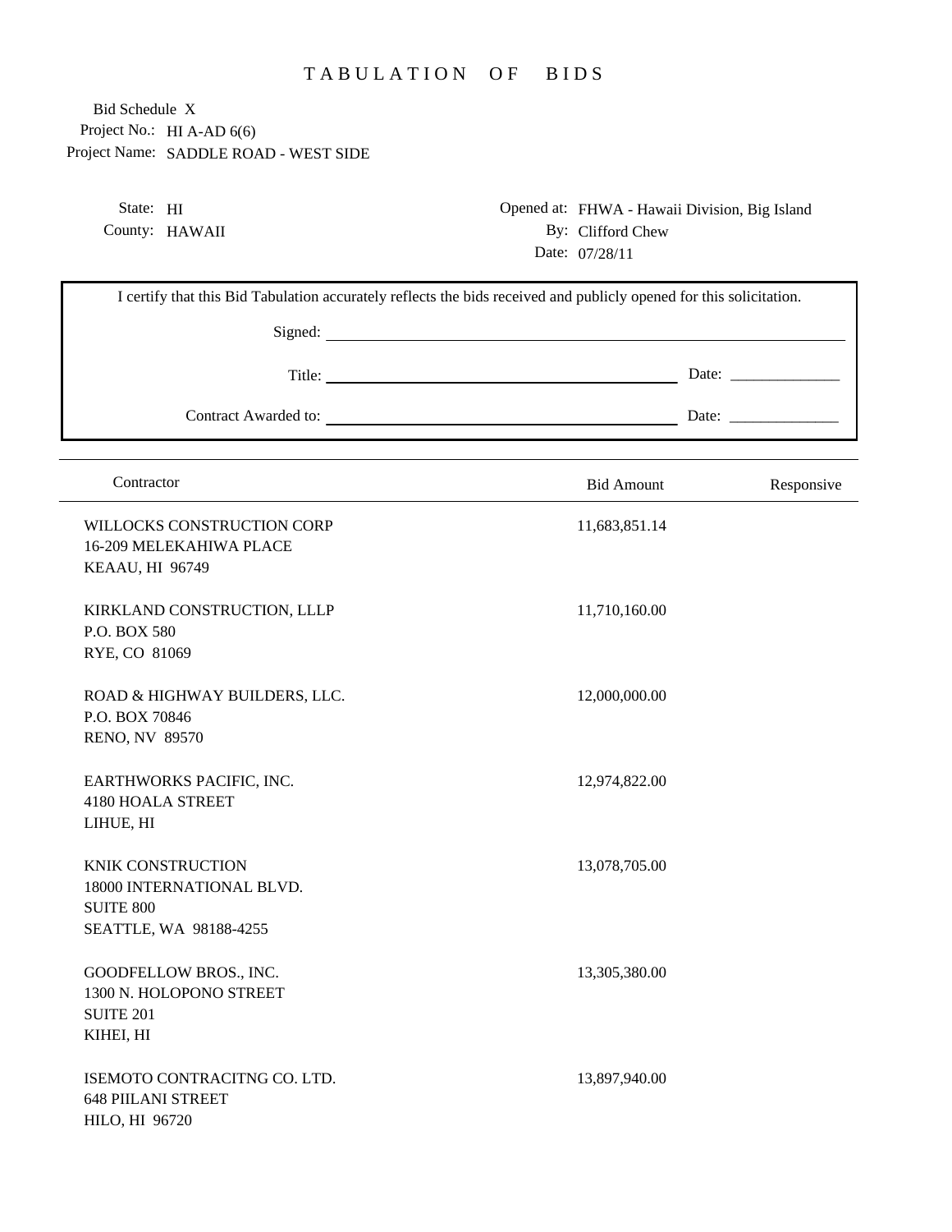# TABULATION OF BIDS

Bid Schedule X
Project No.: HI A-AD 6(6)
Project Name: SADDLE ROAD - WEST SIDE

State: HI
County: HAWAII

Opened at: FHWA - Hawaii Division, Big Island
By: Clifford Chew
Date: 07/28/11

I certify that this Bid Tabulation accurately reflects the bids received and publicly opened for this solicitation.

Signed: ______________________________

Title: ______________________________ Date: ______________

Contract Awarded to: ______________________________ Date: ______________

| Contractor | Bid Amount | Responsive |
| --- | --- | --- |
| WILLOCKS CONSTRUCTION CORP<br>16-209 MELEKAHIWA PLACE<br>KEAAU, HI 96749 | 11,683,851.14 | |
| KIRKLAND CONSTRUCTION, LLLP<br>P.O. BOX 580<br>RYE, CO 81069 | 11,710,160.00 | |
| ROAD & HIGHWAY BUILDERS, LLC.<br>P.O. BOX 70846<br>RENO, NV 89570 | 12,000,000.00 | |
| EARTHWORKS PACIFIC, INC.<br>4180 HOALA STREET<br>LIHUE, HI | 12,974,822.00 | |
| KNIK CONSTRUCTION<br>18000 INTERNATIONAL BLVD.<br>SUITE 800<br>SEATTLE, WA 98188-4255 | 13,078,705.00 | |
| GOODFELLOW BROS., INC.<br>1300 N. HOLOPONO STREET<br>SUITE 201<br>KIHEI, HI | 13,305,380.00 | |
| ISEMOTO CONTRACITNG CO. LTD.<br>648 PIILANI STREET<br>HILO, HI 96720 | 13,897,940.00 | |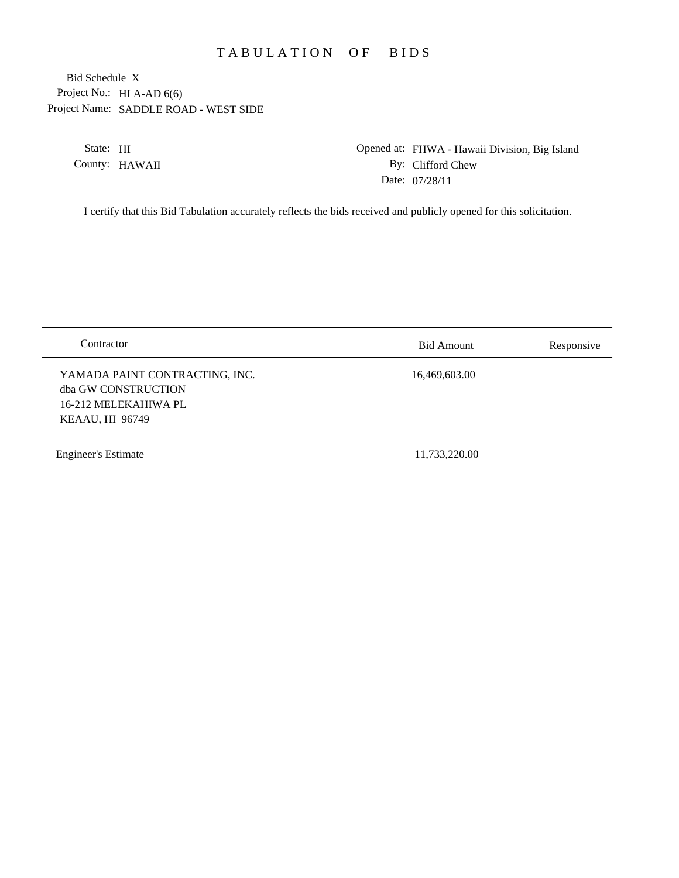# TABULATION OF BIDS

Bid Schedule X

Project No.: HI A-AD 6(6)

Project Name: SADDLE ROAD - WEST SIDE

State: HI

County: HAWAII

Opened at: FHWA - Hawaii Division, Big Island

By: Clifford Chew

Date: 07/28/11

I certify that this Bid Tabulation accurately reflects the bids received and publicly opened for this solicitation.

| Contractor | Bid Amount | Responsive |
| --- | --- | --- |
| YAMADA PAINT CONTRACTING, INC.<br>dba GW CONSTRUCTION<br>16-212 MELEKAHIWA PL<br>KEAAU, HI 96749 | 16,469,603.00 | |
| Engineer's Estimate | 11,733,220.00 | |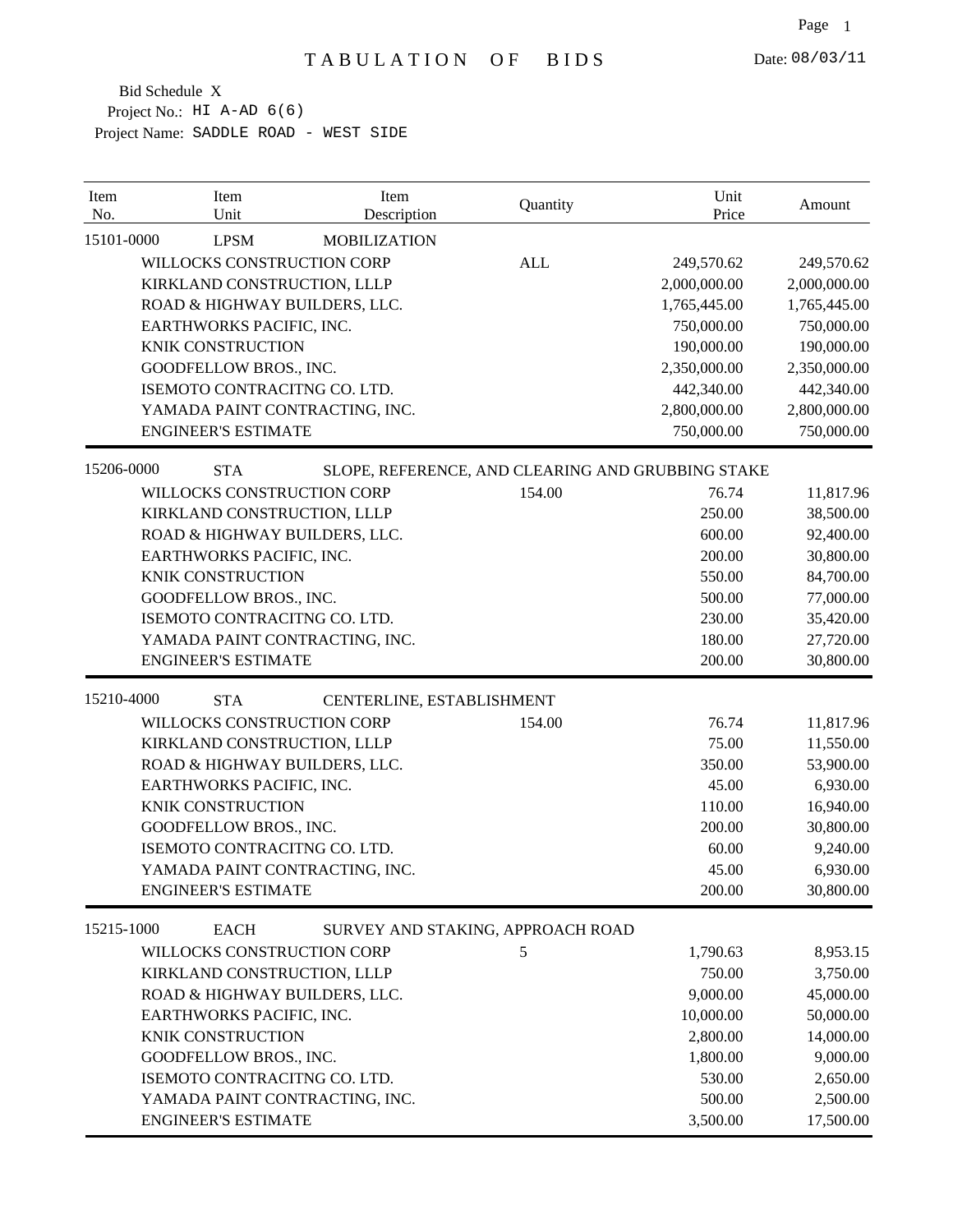# TABULATION OF BIDS

Date: 08/03/11

Bid Schedule X
Project No.: HI A-AD 6(6)
Project Name: SADDLE ROAD - WEST SIDE

| Item No. | Item Unit | Item Description | Quantity | Unit Price | Amount |
|---|---|---|---|---|---|
| 15101-0000 | LPSM | MOBILIZATION | | | |
| | WILLOCKS CONSTRUCTION CORP | | ALL | 249,570.62 | 249,570.62 |
| | KIRKLAND CONSTRUCTION, LLLP | | | 2,000,000.00 | 2,000,000.00 |
| | ROAD & HIGHWAY BUILDERS, LLC. | | | 1,765,445.00 | 1,765,445.00 |
| | EARTHWORKS PACIFIC, INC. | | | 750,000.00 | 750,000.00 |
| | KNIK CONSTRUCTION | | | 190,000.00 | 190,000.00 |
| | GOODFELLOW BROS., INC. | | | 2,350,000.00 | 2,350,000.00 |
| | ISEMOTO CONTRACITNG CO. LTD. | | | 442,340.00 | 442,340.00 |
| | YAMADA PAINT CONTRACTING, INC. | | | 2,800,000.00 | 2,800,000.00 |
| | ENGINEER'S ESTIMATE | | | 750,000.00 | 750,000.00 |
| 15206-0000 | STA | SLOPE, REFERENCE, AND CLEARING AND GRUBBING STAKE | | | |
| | WILLOCKS CONSTRUCTION CORP | | 154.00 | 76.74 | 11,817.96 |
| | KIRKLAND CONSTRUCTION, LLLP | | | 250.00 | 38,500.00 |
| | ROAD & HIGHWAY BUILDERS, LLC. | | | 600.00 | 92,400.00 |
| | EARTHWORKS PACIFIC, INC. | | | 200.00 | 30,800.00 |
| | KNIK CONSTRUCTION | | | 550.00 | 84,700.00 |
| | GOODFELLOW BROS., INC. | | | 500.00 | 77,000.00 |
| | ISEMOTO CONTRACITNG CO. LTD. | | | 230.00 | 35,420.00 |
| | YAMADA PAINT CONTRACTING, INC. | | | 180.00 | 27,720.00 |
| | ENGINEER'S ESTIMATE | | | 200.00 | 30,800.00 |
| 15210-4000 | STA | CENTERLINE, ESTABLISHMENT | | | |
| | WILLOCKS CONSTRUCTION CORP | | 154.00 | 76.74 | 11,817.96 |
| | KIRKLAND CONSTRUCTION, LLLP | | | 75.00 | 11,550.00 |
| | ROAD & HIGHWAY BUILDERS, LLC. | | | 350.00 | 53,900.00 |
| | EARTHWORKS PACIFIC, INC. | | | 45.00 | 6,930.00 |
| | KNIK CONSTRUCTION | | | 110.00 | 16,940.00 |
| | GOODFELLOW BROS., INC. | | | 200.00 | 30,800.00 |
| | ISEMOTO CONTRACITNG CO. LTD. | | | 60.00 | 9,240.00 |
| | YAMADA PAINT CONTRACTING, INC. | | | 45.00 | 6,930.00 |
| | ENGINEER'S ESTIMATE | | | 200.00 | 30,800.00 |
| 15215-1000 | EACH | SURVEY AND STAKING, APPROACH ROAD | | | |
| | WILLOCKS CONSTRUCTION CORP | | 5 | 1,790.63 | 8,953.15 |
| | KIRKLAND CONSTRUCTION, LLLP | | | 750.00 | 3,750.00 |
| | ROAD & HIGHWAY BUILDERS, LLC. | | | 9,000.00 | 45,000.00 |
| | EARTHWORKS PACIFIC, INC. | | | 10,000.00 | 50,000.00 |
| | KNIK CONSTRUCTION | | | 2,800.00 | 14,000.00 |
| | GOODFELLOW BROS., INC. | | | 1,800.00 | 9,000.00 |
| | ISEMOTO CONTRACITNG CO. LTD. | | | 530.00 | 2,650.00 |
| | YAMADA PAINT CONTRACTING, INC. | | | 500.00 | 2,500.00 |
| | ENGINEER'S ESTIMATE | | | 3,500.00 | 17,500.00 |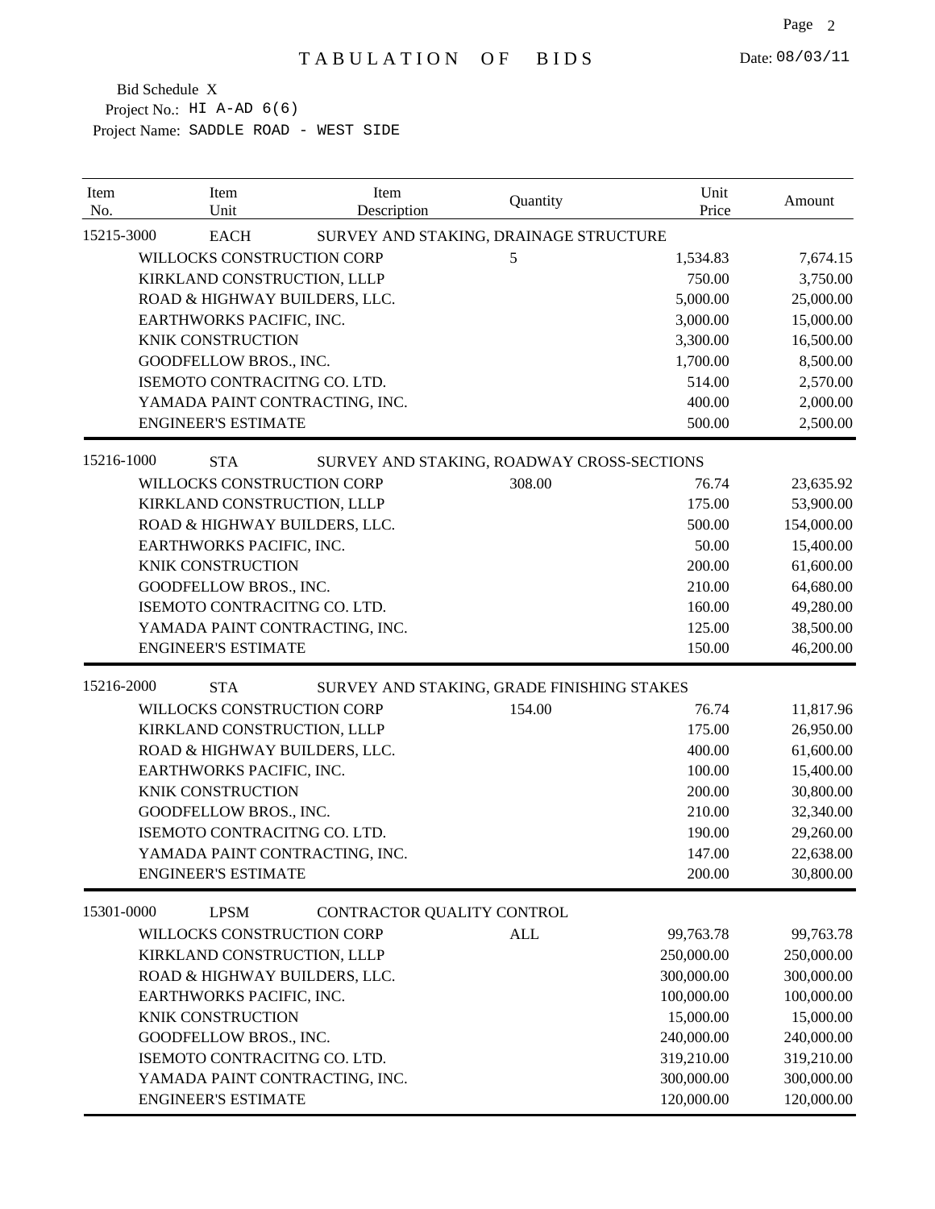# TABULATION OF BIDS

Date: 08/03/11

Bid Schedule X
Project No.: HI A-AD 6(6)
Project Name: SADDLE ROAD - WEST SIDE

| Item No. | Item Unit | Item Description | Quantity | Unit Price | Amount |
|---|---|---|---|---|---|
| 15215-3000 | EACH | SURVEY AND STAKING, DRAINAGE STRUCTURE | | | |
| | WILLOCKS CONSTRUCTION CORP | | 5 | 1,534.83 | 7,674.15 |
| | KIRKLAND CONSTRUCTION, LLLP | | | 750.00 | 3,750.00 |
| | ROAD & HIGHWAY BUILDERS, LLC. | | | 5,000.00 | 25,000.00 |
| | EARTHWORKS PACIFIC, INC. | | | 3,000.00 | 15,000.00 |
| | KNIK CONSTRUCTION | | | 3,300.00 | 16,500.00 |
| | GOODFELLOW BROS., INC. | | | 1,700.00 | 8,500.00 |
| | ISEMOTO CONTRACITNG CO. LTD. | | | 514.00 | 2,570.00 |
| | YAMADA PAINT CONTRACTING, INC. | | | 400.00 | 2,000.00 |
| | ENGINEER'S ESTIMATE | | | 500.00 | 2,500.00 |
| 15216-1000 | STA | SURVEY AND STAKING, ROADWAY CROSS-SECTIONS | | | |
| | WILLOCKS CONSTRUCTION CORP | | 308.00 | 76.74 | 23,635.92 |
| | KIRKLAND CONSTRUCTION, LLLP | | | 175.00 | 53,900.00 |
| | ROAD & HIGHWAY BUILDERS, LLC. | | | 500.00 | 154,000.00 |
| | EARTHWORKS PACIFIC, INC. | | | 50.00 | 15,400.00 |
| | KNIK CONSTRUCTION | | | 200.00 | 61,600.00 |
| | GOODFELLOW BROS., INC. | | | 210.00 | 64,680.00 |
| | ISEMOTO CONTRACITNG CO. LTD. | | | 160.00 | 49,280.00 |
| | YAMADA PAINT CONTRACTING, INC. | | | 125.00 | 38,500.00 |
| | ENGINEER'S ESTIMATE | | | 150.00 | 46,200.00 |
| 15216-2000 | STA | SURVEY AND STAKING, GRADE FINISHING STAKES | | | |
| | WILLOCKS CONSTRUCTION CORP | | 154.00 | 76.74 | 11,817.96 |
| | KIRKLAND CONSTRUCTION, LLLP | | | 175.00 | 26,950.00 |
| | ROAD & HIGHWAY BUILDERS, LLC. | | | 400.00 | 61,600.00 |
| | EARTHWORKS PACIFIC, INC. | | | 100.00 | 15,400.00 |
| | KNIK CONSTRUCTION | | | 200.00 | 30,800.00 |
| | GOODFELLOW BROS., INC. | | | 210.00 | 32,340.00 |
| | ISEMOTO CONTRACITNG CO. LTD. | | | 190.00 | 29,260.00 |
| | YAMADA PAINT CONTRACTING, INC. | | | 147.00 | 22,638.00 |
| | ENGINEER'S ESTIMATE | | | 200.00 | 30,800.00 |
| 15301-0000 | LPSM | CONTRACTOR QUALITY CONTROL | | | |
| | WILLOCKS CONSTRUCTION CORP | | ALL | 99,763.78 | 99,763.78 |
| | KIRKLAND CONSTRUCTION, LLLP | | | 250,000.00 | 250,000.00 |
| | ROAD & HIGHWAY BUILDERS, LLC. | | | 300,000.00 | 300,000.00 |
| | EARTHWORKS PACIFIC, INC. | | | 100,000.00 | 100,000.00 |
| | KNIK CONSTRUCTION | | | 15,000.00 | 15,000.00 |
| | GOODFELLOW BROS., INC. | | | 240,000.00 | 240,000.00 |
| | ISEMOTO CONTRACITNG CO. LTD. | | | 319,210.00 | 319,210.00 |
| | YAMADA PAINT CONTRACTING, INC. | | | 300,000.00 | 300,000.00 |
| | ENGINEER'S ESTIMATE | | | 120,000.00 | 120,000.00 |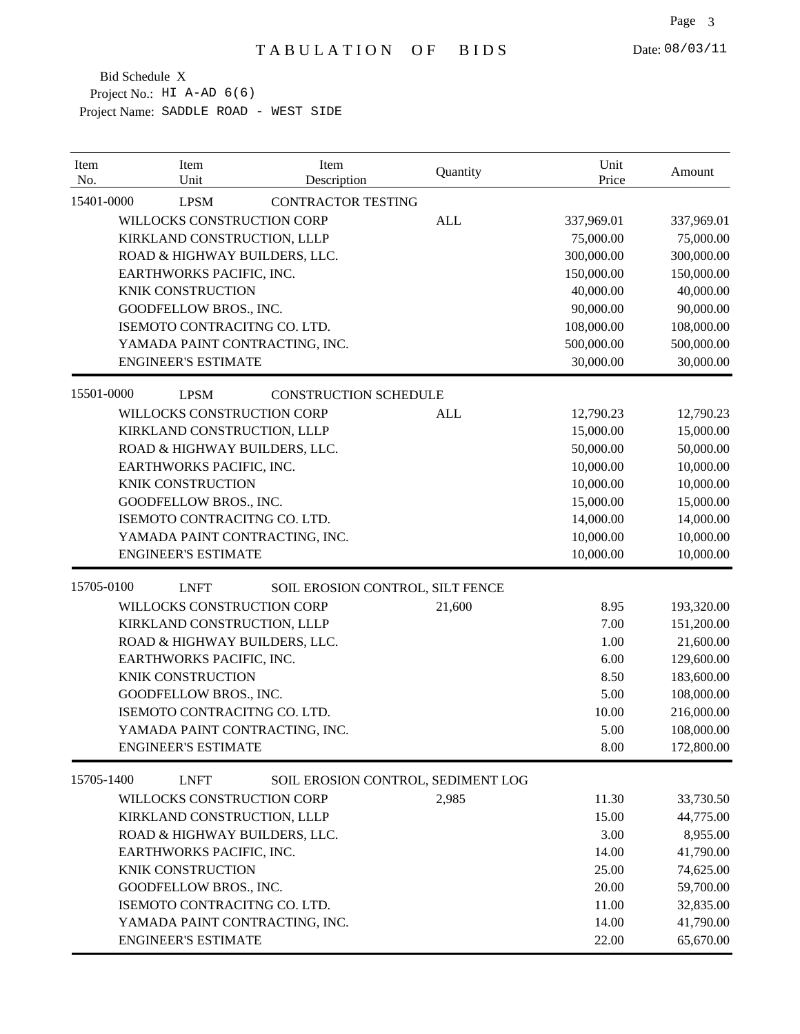# TABULATION OF BIDS

Date: 08/03/11

Bid Schedule X
Project No.: HI A-AD 6(6)
Project Name: SADDLE ROAD - WEST SIDE

| Item No. | Item Unit | Item Description | Quantity | Unit Price | Amount |
|---|---|---|---|---|---|
| 15401-0000 | LPSM | CONTRACTOR TESTING | | | |
| | WILLOCKS CONSTRUCTION CORP | | ALL | 337,969.01 | 337,969.01 |
| | KIRKLAND CONSTRUCTION, LLLP | | | 75,000.00 | 75,000.00 |
| | ROAD & HIGHWAY BUILDERS, LLC. | | | 300,000.00 | 300,000.00 |
| | EARTHWORKS PACIFIC, INC. | | | 150,000.00 | 150,000.00 |
| | KNIK CONSTRUCTION | | | 40,000.00 | 40,000.00 |
| | GOODFELLOW BROS., INC. | | | 90,000.00 | 90,000.00 |
| | ISEMOTO CONTRACITNG CO. LTD. | | | 108,000.00 | 108,000.00 |
| | YAMADA PAINT CONTRACTING, INC. | | | 500,000.00 | 500,000.00 |
| | ENGINEER'S ESTIMATE | | | 30,000.00 | 30,000.00 |
| 15501-0000 | LPSM | CONSTRUCTION SCHEDULE | | | |
| | WILLOCKS CONSTRUCTION CORP | | ALL | 12,790.23 | 12,790.23 |
| | KIRKLAND CONSTRUCTION, LLLP | | | 15,000.00 | 15,000.00 |
| | ROAD & HIGHWAY BUILDERS, LLC. | | | 50,000.00 | 50,000.00 |
| | EARTHWORKS PACIFIC, INC. | | | 10,000.00 | 10,000.00 |
| | KNIK CONSTRUCTION | | | 10,000.00 | 10,000.00 |
| | GOODFELLOW BROS., INC. | | | 15,000.00 | 15,000.00 |
| | ISEMOTO CONTRACITNG CO. LTD. | | | 14,000.00 | 14,000.00 |
| | YAMADA PAINT CONTRACTING, INC. | | | 10,000.00 | 10,000.00 |
| | ENGINEER'S ESTIMATE | | | 10,000.00 | 10,000.00 |
| 15705-0100 | LNFT | SOIL EROSION CONTROL, SILT FENCE | | | |
| | WILLOCKS CONSTRUCTION CORP | | 21,600 | 8.95 | 193,320.00 |
| | KIRKLAND CONSTRUCTION, LLLP | | | 7.00 | 151,200.00 |
| | ROAD & HIGHWAY BUILDERS, LLC. | | | 1.00 | 21,600.00 |
| | EARTHWORKS PACIFIC, INC. | | | 6.00 | 129,600.00 |
| | KNIK CONSTRUCTION | | | 8.50 | 183,600.00 |
| | GOODFELLOW BROS., INC. | | | 5.00 | 108,000.00 |
| | ISEMOTO CONTRACITNG CO. LTD. | | | 10.00 | 216,000.00 |
| | YAMADA PAINT CONTRACTING, INC. | | | 5.00 | 108,000.00 |
| | ENGINEER'S ESTIMATE | | | 8.00 | 172,800.00 |
| 15705-1400 | LNFT | SOIL EROSION CONTROL, SEDIMENT LOG | | | |
| | WILLOCKS CONSTRUCTION CORP | | 2,985 | 11.30 | 33,730.50 |
| | KIRKLAND CONSTRUCTION, LLLP | | | 15.00 | 44,775.00 |
| | ROAD & HIGHWAY BUILDERS, LLC. | | | 3.00 | 8,955.00 |
| | EARTHWORKS PACIFIC, INC. | | | 14.00 | 41,790.00 |
| | KNIK CONSTRUCTION | | | 25.00 | 74,625.00 |
| | GOODFELLOW BROS., INC. | | | 20.00 | 59,700.00 |
| | ISEMOTO CONTRACITNG CO. LTD. | | | 11.00 | 32,835.00 |
| | YAMADA PAINT CONTRACTING, INC. | | | 14.00 | 41,790.00 |
| | ENGINEER'S ESTIMATE | | | 22.00 | 65,670.00 |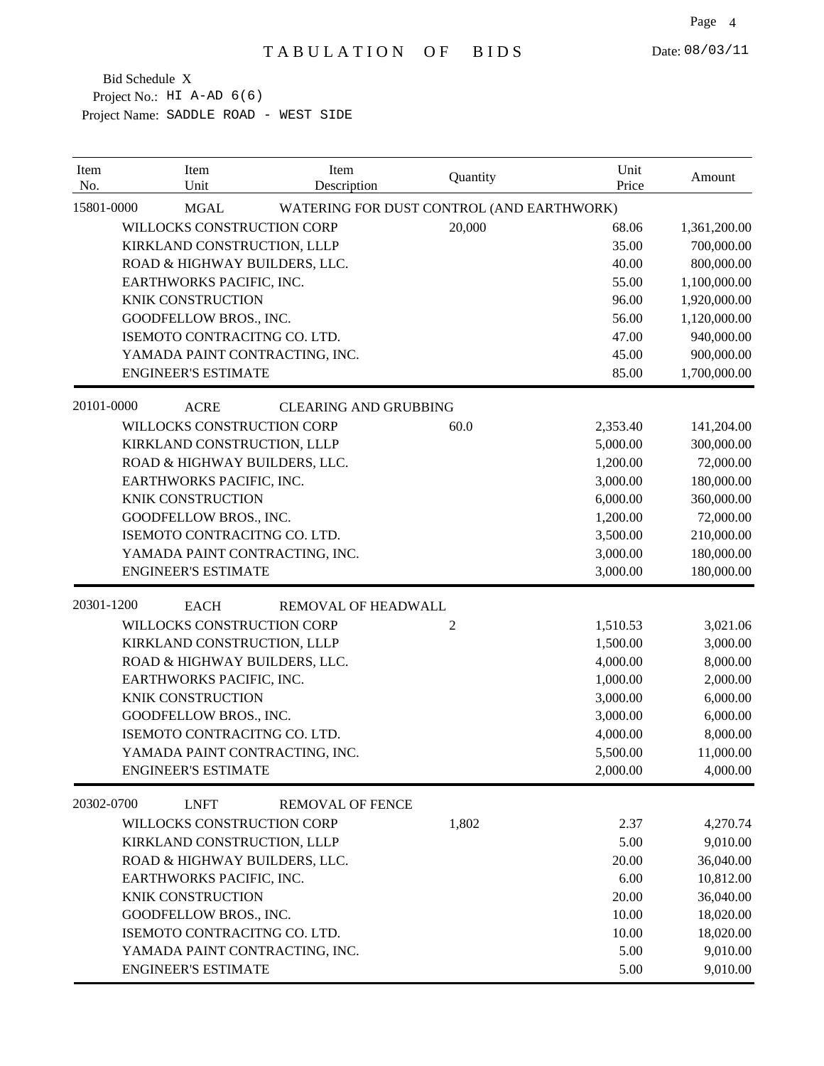# TABULATION OF BIDS

Date: 08/03/11

Bid Schedule X
Project No.: HI A-AD 6(6)
Project Name: SADDLE ROAD - WEST SIDE

| Item No. | Item Unit | Item Description | Quantity | Unit Price | Amount |
|---|---|---|---|---|---|
| 15801-0000 | MGAL | WATERING FOR DUST CONTROL (AND EARTHWORK) | | | |
| | WILLOCKS CONSTRUCTION CORP | | 20,000 | 68.06 | 1,361,200.00 |
| | KIRKLAND CONSTRUCTION, LLLP | | | 35.00 | 700,000.00 |
| | ROAD & HIGHWAY BUILDERS, LLC. | | | 40.00 | 800,000.00 |
| | EARTHWORKS PACIFIC, INC. | | | 55.00 | 1,100,000.00 |
| | KNIK CONSTRUCTION | | | 96.00 | 1,920,000.00 |
| | GOODFELLOW BROS., INC. | | | 56.00 | 1,120,000.00 |
| | ISEMOTO CONTRACITNG CO. LTD. | | | 47.00 | 940,000.00 |
| | YAMADA PAINT CONTRACTING, INC. | | | 45.00 | 900,000.00 |
| | ENGINEER'S ESTIMATE | | | 85.00 | 1,700,000.00 |
| 20101-0000 | ACRE | CLEARING AND GRUBBING | | | |
| | WILLOCKS CONSTRUCTION CORP | | 60.0 | 2,353.40 | 141,204.00 |
| | KIRKLAND CONSTRUCTION, LLLP | | | 5,000.00 | 300,000.00 |
| | ROAD & HIGHWAY BUILDERS, LLC. | | | 1,200.00 | 72,000.00 |
| | EARTHWORKS PACIFIC, INC. | | | 3,000.00 | 180,000.00 |
| | KNIK CONSTRUCTION | | | 6,000.00 | 360,000.00 |
| | GOODFELLOW BROS., INC. | | | 1,200.00 | 72,000.00 |
| | ISEMOTO CONTRACITNG CO. LTD. | | | 3,500.00 | 210,000.00 |
| | YAMADA PAINT CONTRACTING, INC. | | | 3,000.00 | 180,000.00 |
| | ENGINEER'S ESTIMATE | | | 3,000.00 | 180,000.00 |
| 20301-1200 | EACH | REMOVAL OF HEADWALL | | | |
| | WILLOCKS CONSTRUCTION CORP | | 2 | 1,510.53 | 3,021.06 |
| | KIRKLAND CONSTRUCTION, LLLP | | | 1,500.00 | 3,000.00 |
| | ROAD & HIGHWAY BUILDERS, LLC. | | | 4,000.00 | 8,000.00 |
| | EARTHWORKS PACIFIC, INC. | | | 1,000.00 | 2,000.00 |
| | KNIK CONSTRUCTION | | | 3,000.00 | 6,000.00 |
| | GOODFELLOW BROS., INC. | | | 3,000.00 | 6,000.00 |
| | ISEMOTO CONTRACITNG CO. LTD. | | | 4,000.00 | 8,000.00 |
| | YAMADA PAINT CONTRACTING, INC. | | | 5,500.00 | 11,000.00 |
| | ENGINEER'S ESTIMATE | | | 2,000.00 | 4,000.00 |
| 20302-0700 | LNFT | REMOVAL OF FENCE | | | |
| | WILLOCKS CONSTRUCTION CORP | | 1,802 | 2.37 | 4,270.74 |
| | KIRKLAND CONSTRUCTION, LLLP | | | 5.00 | 9,010.00 |
| | ROAD & HIGHWAY BUILDERS, LLC. | | | 20.00 | 36,040.00 |
| | EARTHWORKS PACIFIC, INC. | | | 6.00 | 10,812.00 |
| | KNIK CONSTRUCTION | | | 20.00 | 36,040.00 |
| | GOODFELLOW BROS., INC. | | | 10.00 | 18,020.00 |
| | ISEMOTO CONTRACITNG CO. LTD. | | | 10.00 | 18,020.00 |
| | YAMADA PAINT CONTRACTING, INC. | | | 5.00 | 9,010.00 |
| | ENGINEER'S ESTIMATE | | | 5.00 | 9,010.00 |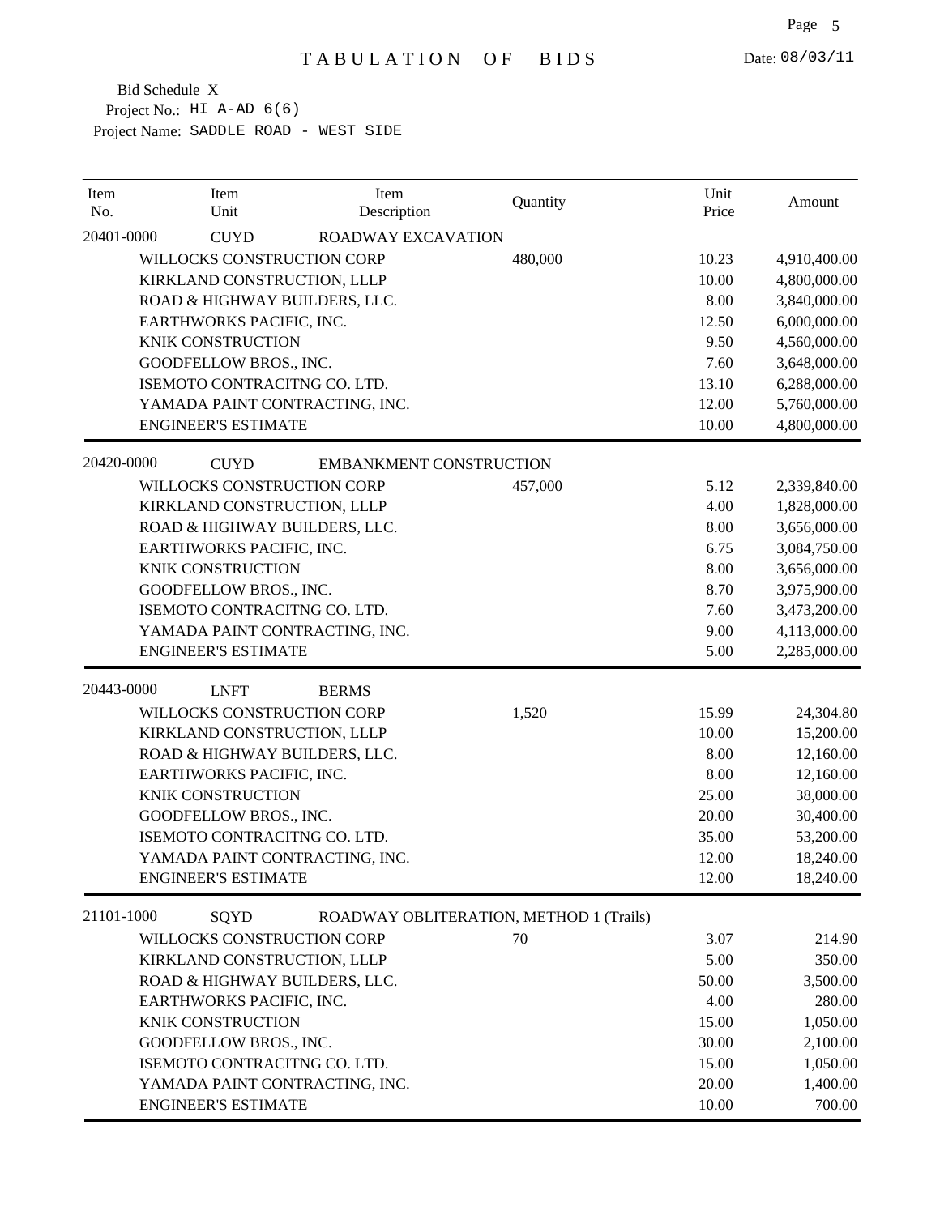# TABULATION OF BIDS

Date: 08/03/11

Bid Schedule X
Project No.: HI A-AD 6(6)
Project Name: SADDLE ROAD - WEST SIDE

| Item No. | Item Unit | Item Description | Quantity | Unit Price | Amount |
|---|---|---|---|---|---|
| 20401-0000 | CUYD | ROADWAY EXCAVATION | | | |
| | WILLOCKS CONSTRUCTION CORP | | 480,000 | 10.23 | 4,910,400.00 |
| | KIRKLAND CONSTRUCTION, LLLP | | | 10.00 | 4,800,000.00 |
| | ROAD & HIGHWAY BUILDERS, LLC. | | | 8.00 | 3,840,000.00 |
| | EARTHWORKS PACIFIC, INC. | | | 12.50 | 6,000,000.00 |
| | KNIK CONSTRUCTION | | | 9.50 | 4,560,000.00 |
| | GOODFELLOW BROS., INC. | | | 7.60 | 3,648,000.00 |
| | ISEMOTO CONTRACITNG CO. LTD. | | | 13.10 | 6,288,000.00 |
| | YAMADA PAINT CONTRACTING, INC. | | | 12.00 | 5,760,000.00 |
| | ENGINEER'S ESTIMATE | | | 10.00 | 4,800,000.00 |
| 20420-0000 | CUYD | EMBANKMENT CONSTRUCTION | | | |
| | WILLOCKS CONSTRUCTION CORP | | 457,000 | 5.12 | 2,339,840.00 |
| | KIRKLAND CONSTRUCTION, LLLP | | | 4.00 | 1,828,000.00 |
| | ROAD & HIGHWAY BUILDERS, LLC. | | | 8.00 | 3,656,000.00 |
| | EARTHWORKS PACIFIC, INC. | | | 6.75 | 3,084,750.00 |
| | KNIK CONSTRUCTION | | | 8.00 | 3,656,000.00 |
| | GOODFELLOW BROS., INC. | | | 8.70 | 3,975,900.00 |
| | ISEMOTO CONTRACITNG CO. LTD. | | | 7.60 | 3,473,200.00 |
| | YAMADA PAINT CONTRACTING, INC. | | | 9.00 | 4,113,000.00 |
| | ENGINEER'S ESTIMATE | | | 5.00 | 2,285,000.00 |
| 20443-0000 | LNFT | BERMS | | | |
| | WILLOCKS CONSTRUCTION CORP | | 1,520 | 15.99 | 24,304.80 |
| | KIRKLAND CONSTRUCTION, LLLP | | | 10.00 | 15,200.00 |
| | ROAD & HIGHWAY BUILDERS, LLC. | | | 8.00 | 12,160.00 |
| | EARTHWORKS PACIFIC, INC. | | | 8.00 | 12,160.00 |
| | KNIK CONSTRUCTION | | | 25.00 | 38,000.00 |
| | GOODFELLOW BROS., INC. | | | 20.00 | 30,400.00 |
| | ISEMOTO CONTRACITNG CO. LTD. | | | 35.00 | 53,200.00 |
| | YAMADA PAINT CONTRACTING, INC. | | | 12.00 | 18,240.00 |
| | ENGINEER'S ESTIMATE | | | 12.00 | 18,240.00 |
| 21101-1000 | SQYD | ROADWAY OBLITERATION, METHOD 1 (Trails) | | | |
| | WILLOCKS CONSTRUCTION CORP | | 70 | 3.07 | 214.90 |
| | KIRKLAND CONSTRUCTION, LLLP | | | 5.00 | 350.00 |
| | ROAD & HIGHWAY BUILDERS, LLC. | | | 50.00 | 3,500.00 |
| | EARTHWORKS PACIFIC, INC. | | | 4.00 | 280.00 |
| | KNIK CONSTRUCTION | | | 15.00 | 1,050.00 |
| | GOODFELLOW BROS., INC. | | | 30.00 | 2,100.00 |
| | ISEMOTO CONTRACITNG CO. LTD. | | | 15.00 | 1,050.00 |
| | YAMADA PAINT CONTRACTING, INC. | | | 20.00 | 1,400.00 |
| | ENGINEER'S ESTIMATE | | | 10.00 | 700.00 |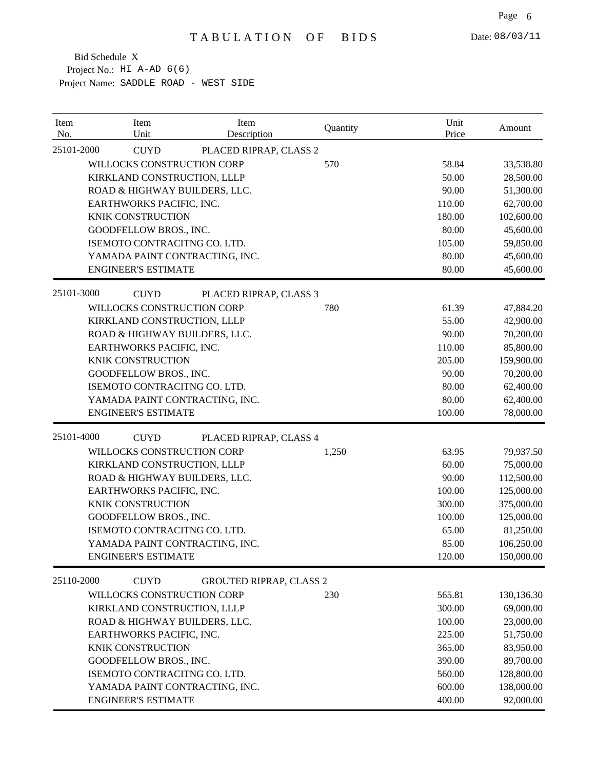# TABULATION OF BIDS

Date: 08/03/11

Bid Schedule X
Project No.: HI A-AD 6(6)
Project Name: SADDLE ROAD - WEST SIDE

| Item No. | Item Unit | Item Description | Quantity | Unit Price | Amount |
|---|---|---|---|---|---|
| 25101-2000 | CUYD | PLACED RIPRAP, CLASS 2 | | | |
| | WILLOCKS CONSTRUCTION CORP | | 570 | 58.84 | 33,538.80 |
| | KIRKLAND CONSTRUCTION, LLLP | | | 50.00 | 28,500.00 |
| | ROAD & HIGHWAY BUILDERS, LLC. | | | 90.00 | 51,300.00 |
| | EARTHWORKS PACIFIC, INC. | | | 110.00 | 62,700.00 |
| | KNIK CONSTRUCTION | | | 180.00 | 102,600.00 |
| | GOODFELLOW BROS., INC. | | | 80.00 | 45,600.00 |
| | ISEMOTO CONTRACITNG CO. LTD. | | | 105.00 | 59,850.00 |
| | YAMADA PAINT CONTRACTING, INC. | | | 80.00 | 45,600.00 |
| | ENGINEER'S ESTIMATE | | | 80.00 | 45,600.00 |
| 25101-3000 | CUYD | PLACED RIPRAP, CLASS 3 | | | |
| | WILLOCKS CONSTRUCTION CORP | | 780 | 61.39 | 47,884.20 |
| | KIRKLAND CONSTRUCTION, LLLP | | | 55.00 | 42,900.00 |
| | ROAD & HIGHWAY BUILDERS, LLC. | | | 90.00 | 70,200.00 |
| | EARTHWORKS PACIFIC, INC. | | | 110.00 | 85,800.00 |
| | KNIK CONSTRUCTION | | | 205.00 | 159,900.00 |
| | GOODFELLOW BROS., INC. | | | 90.00 | 70,200.00 |
| | ISEMOTO CONTRACITNG CO. LTD. | | | 80.00 | 62,400.00 |
| | YAMADA PAINT CONTRACTING, INC. | | | 80.00 | 62,400.00 |
| | ENGINEER'S ESTIMATE | | | 100.00 | 78,000.00 |
| 25101-4000 | CUYD | PLACED RIPRAP, CLASS 4 | | | |
| | WILLOCKS CONSTRUCTION CORP | | 1,250 | 63.95 | 79,937.50 |
| | KIRKLAND CONSTRUCTION, LLLP | | | 60.00 | 75,000.00 |
| | ROAD & HIGHWAY BUILDERS, LLC. | | | 90.00 | 112,500.00 |
| | EARTHWORKS PACIFIC, INC. | | | 100.00 | 125,000.00 |
| | KNIK CONSTRUCTION | | | 300.00 | 375,000.00 |
| | GOODFELLOW BROS., INC. | | | 100.00 | 125,000.00 |
| | ISEMOTO CONTRACITNG CO. LTD. | | | 65.00 | 81,250.00 |
| | YAMADA PAINT CONTRACTING, INC. | | | 85.00 | 106,250.00 |
| | ENGINEER'S ESTIMATE | | | 120.00 | 150,000.00 |
| 25110-2000 | CUYD | GROUTED RIPRAP, CLASS 2 | | | |
| | WILLOCKS CONSTRUCTION CORP | | 230 | 565.81 | 130,136.30 |
| | KIRKLAND CONSTRUCTION, LLLP | | | 300.00 | 69,000.00 |
| | ROAD & HIGHWAY BUILDERS, LLC. | | | 100.00 | 23,000.00 |
| | EARTHWORKS PACIFIC, INC. | | | 225.00 | 51,750.00 |
| | KNIK CONSTRUCTION | | | 365.00 | 83,950.00 |
| | GOODFELLOW BROS., INC. | | | 390.00 | 89,700.00 |
| | ISEMOTO CONTRACITNG CO. LTD. | | | 560.00 | 128,800.00 |
| | YAMADA PAINT CONTRACTING, INC. | | | 600.00 | 138,000.00 |
| | ENGINEER'S ESTIMATE | | | 400.00 | 92,000.00 |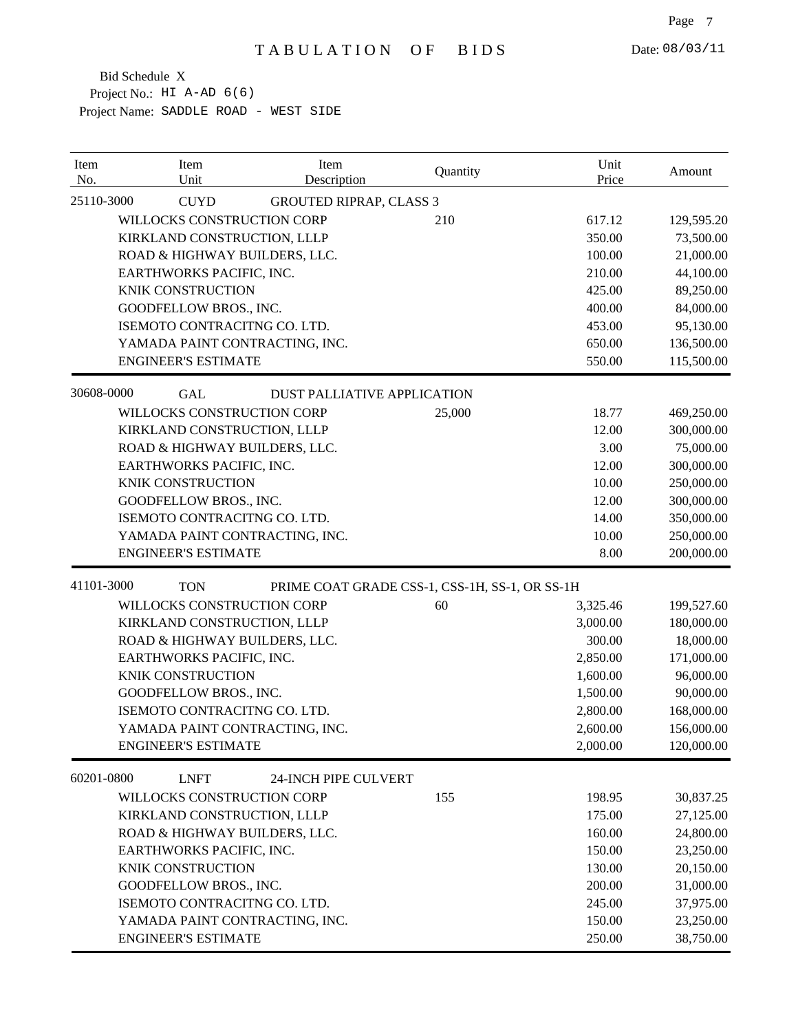# TABULATION OF BIDS

Date: 08/03/11

Bid Schedule X
Project No.: HI A-AD 6(6)
Project Name: SADDLE ROAD - WEST SIDE

| Item No. | Item Unit | Item Description | Quantity | Unit Price | Amount |
|---|---|---|---|---|---|
| 25110-3000 | CUYD | GROUTED RIPRAP, CLASS 3 | | | |
| | WILLOCKS CONSTRUCTION CORP | | 210 | 617.12 | 129,595.20 |
| | KIRKLAND CONSTRUCTION, LLLP | | | 350.00 | 73,500.00 |
| | ROAD & HIGHWAY BUILDERS, LLC. | | | 100.00 | 21,000.00 |
| | EARTHWORKS PACIFIC, INC. | | | 210.00 | 44,100.00 |
| | KNIK CONSTRUCTION | | | 425.00 | 89,250.00 |
| | GOODFELLOW BROS., INC. | | | 400.00 | 84,000.00 |
| | ISEMOTO CONTRACITNG CO. LTD. | | | 453.00 | 95,130.00 |
| | YAMADA PAINT CONTRACTING, INC. | | | 650.00 | 136,500.00 |
| | ENGINEER'S ESTIMATE | | | 550.00 | 115,500.00 |
| 30608-0000 | GAL | DUST PALLIATIVE APPLICATION | | | |
| | WILLOCKS CONSTRUCTION CORP | | 25,000 | 18.77 | 469,250.00 |
| | KIRKLAND CONSTRUCTION, LLLP | | | 12.00 | 300,000.00 |
| | ROAD & HIGHWAY BUILDERS, LLC. | | | 3.00 | 75,000.00 |
| | EARTHWORKS PACIFIC, INC. | | | 12.00 | 300,000.00 |
| | KNIK CONSTRUCTION | | | 10.00 | 250,000.00 |
| | GOODFELLOW BROS., INC. | | | 12.00 | 300,000.00 |
| | ISEMOTO CONTRACITNG CO. LTD. | | | 14.00 | 350,000.00 |
| | YAMADA PAINT CONTRACTING, INC. | | | 10.00 | 250,000.00 |
| | ENGINEER'S ESTIMATE | | | 8.00 | 200,000.00 |
| 41101-3000 | TON | PRIME COAT GRADE CSS-1, CSS-1H, SS-1, OR SS-1H | | | |
| | WILLOCKS CONSTRUCTION CORP | | 60 | 3,325.46 | 199,527.60 |
| | KIRKLAND CONSTRUCTION, LLLP | | | 3,000.00 | 180,000.00 |
| | ROAD & HIGHWAY BUILDERS, LLC. | | | 300.00 | 18,000.00 |
| | EARTHWORKS PACIFIC, INC. | | | 2,850.00 | 171,000.00 |
| | KNIK CONSTRUCTION | | | 1,600.00 | 96,000.00 |
| | GOODFELLOW BROS., INC. | | | 1,500.00 | 90,000.00 |
| | ISEMOTO CONTRACITNG CO. LTD. | | | 2,800.00 | 168,000.00 |
| | YAMADA PAINT CONTRACTING, INC. | | | 2,600.00 | 156,000.00 |
| | ENGINEER'S ESTIMATE | | | 2,000.00 | 120,000.00 |
| 60201-0800 | LNFT | 24-INCH PIPE CULVERT | | | |
| | WILLOCKS CONSTRUCTION CORP | | 155 | 198.95 | 30,837.25 |
| | KIRKLAND CONSTRUCTION, LLLP | | | 175.00 | 27,125.00 |
| | ROAD & HIGHWAY BUILDERS, LLC. | | | 160.00 | 24,800.00 |
| | EARTHWORKS PACIFIC, INC. | | | 150.00 | 23,250.00 |
| | KNIK CONSTRUCTION | | | 130.00 | 20,150.00 |
| | GOODFELLOW BROS., INC. | | | 200.00 | 31,000.00 |
| | ISEMOTO CONTRACITNG CO. LTD. | | | 245.00 | 37,975.00 |
| | YAMADA PAINT CONTRACTING, INC. | | | 150.00 | 23,250.00 |
| | ENGINEER'S ESTIMATE | | | 250.00 | 38,750.00 |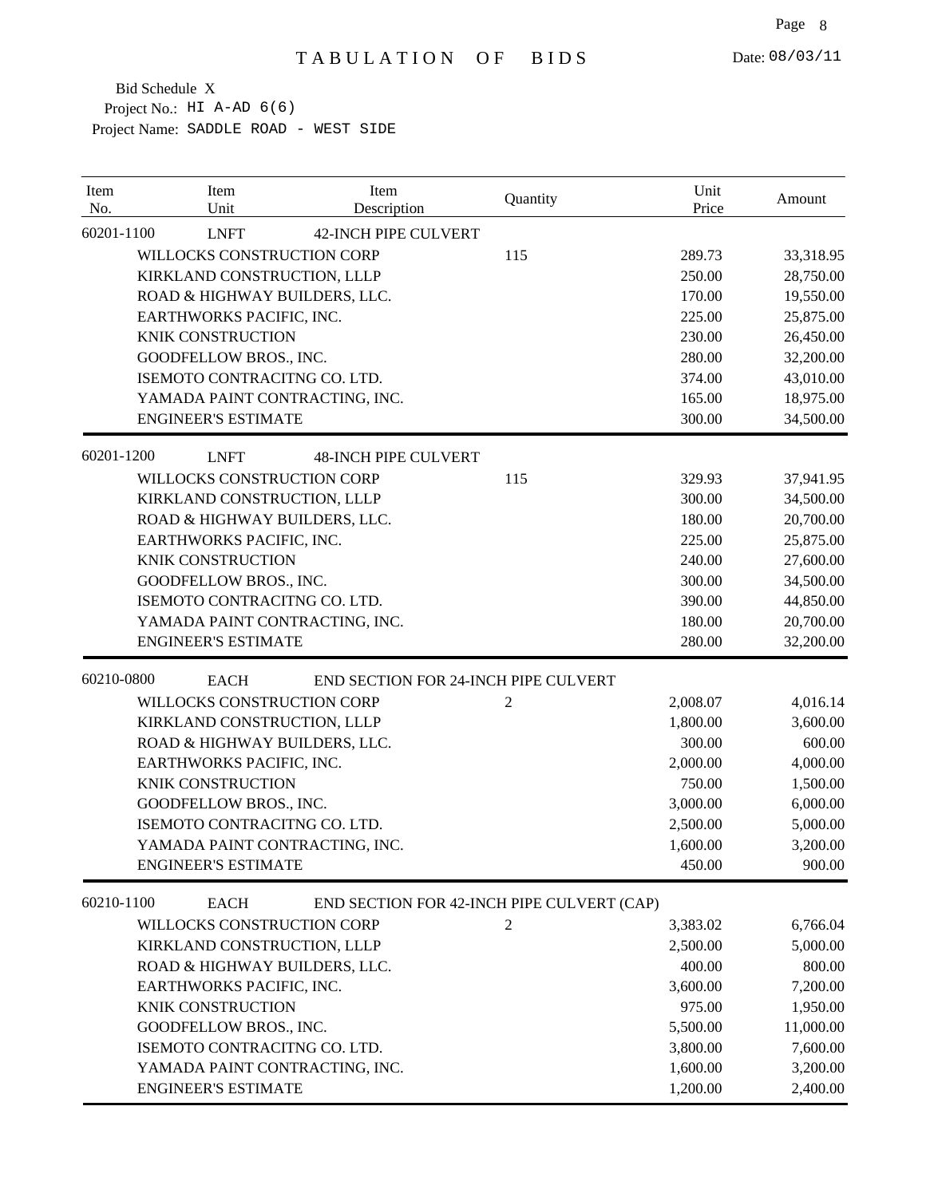# TABULATION OF BIDS

Date: 08/03/11

Bid Schedule X
Project No.: HI A-AD 6(6)
Project Name: SADDLE ROAD - WEST SIDE

| Item No. | Item Unit | Item Description | Quantity | Unit Price | Amount |
|---|---|---|---|---|---|
| 60201-1100 | LNFT | 42-INCH PIPE CULVERT | | | |
| | WILLOCKS CONSTRUCTION CORP | | 115 | 289.73 | 33,318.95 |
| | KIRKLAND CONSTRUCTION, LLLP | | | 250.00 | 28,750.00 |
| | ROAD & HIGHWAY BUILDERS, LLC. | | | 170.00 | 19,550.00 |
| | EARTHWORKS PACIFIC, INC. | | | 225.00 | 25,875.00 |
| | KNIK CONSTRUCTION | | | 230.00 | 26,450.00 |
| | GOODFELLOW BROS., INC. | | | 280.00 | 32,200.00 |
| | ISEMOTO CONTRACITNG CO. LTD. | | | 374.00 | 43,010.00 |
| | YAMADA PAINT CONTRACTING, INC. | | | 165.00 | 18,975.00 |
| | ENGINEER'S ESTIMATE | | | 300.00 | 34,500.00 |
| 60201-1200 | LNFT | 48-INCH PIPE CULVERT | | | |
| | WILLOCKS CONSTRUCTION CORP | | 115 | 329.93 | 37,941.95 |
| | KIRKLAND CONSTRUCTION, LLLP | | | 300.00 | 34,500.00 |
| | ROAD & HIGHWAY BUILDERS, LLC. | | | 180.00 | 20,700.00 |
| | EARTHWORKS PACIFIC, INC. | | | 225.00 | 25,875.00 |
| | KNIK CONSTRUCTION | | | 240.00 | 27,600.00 |
| | GOODFELLOW BROS., INC. | | | 300.00 | 34,500.00 |
| | ISEMOTO CONTRACITNG CO. LTD. | | | 390.00 | 44,850.00 |
| | YAMADA PAINT CONTRACTING, INC. | | | 180.00 | 20,700.00 |
| | ENGINEER'S ESTIMATE | | | 280.00 | 32,200.00 |
| 60210-0800 | EACH | END SECTION FOR 24-INCH PIPE CULVERT | | | |
| | WILLOCKS CONSTRUCTION CORP | | 2 | 2,008.07 | 4,016.14 |
| | KIRKLAND CONSTRUCTION, LLLP | | | 1,800.00 | 3,600.00 |
| | ROAD & HIGHWAY BUILDERS, LLC. | | | 300.00 | 600.00 |
| | EARTHWORKS PACIFIC, INC. | | | 2,000.00 | 4,000.00 |
| | KNIK CONSTRUCTION | | | 750.00 | 1,500.00 |
| | GOODFELLOW BROS., INC. | | | 3,000.00 | 6,000.00 |
| | ISEMOTO CONTRACITNG CO. LTD. | | | 2,500.00 | 5,000.00 |
| | YAMADA PAINT CONTRACTING, INC. | | | 1,600.00 | 3,200.00 |
| | ENGINEER'S ESTIMATE | | | 450.00 | 900.00 |
| 60210-1100 | EACH | END SECTION FOR 42-INCH PIPE CULVERT (CAP) | | | |
| | WILLOCKS CONSTRUCTION CORP | | 2 | 3,383.02 | 6,766.04 |
| | KIRKLAND CONSTRUCTION, LLLP | | | 2,500.00 | 5,000.00 |
| | ROAD & HIGHWAY BUILDERS, LLC. | | | 400.00 | 800.00 |
| | EARTHWORKS PACIFIC, INC. | | | 3,600.00 | 7,200.00 |
| | KNIK CONSTRUCTION | | | 975.00 | 1,950.00 |
| | GOODFELLOW BROS., INC. | | | 5,500.00 | 11,000.00 |
| | ISEMOTO CONTRACITNG CO. LTD. | | | 3,800.00 | 7,600.00 |
| | YAMADA PAINT CONTRACTING, INC. | | | 1,600.00 | 3,200.00 |
| | ENGINEER'S ESTIMATE | | | 1,200.00 | 2,400.00 |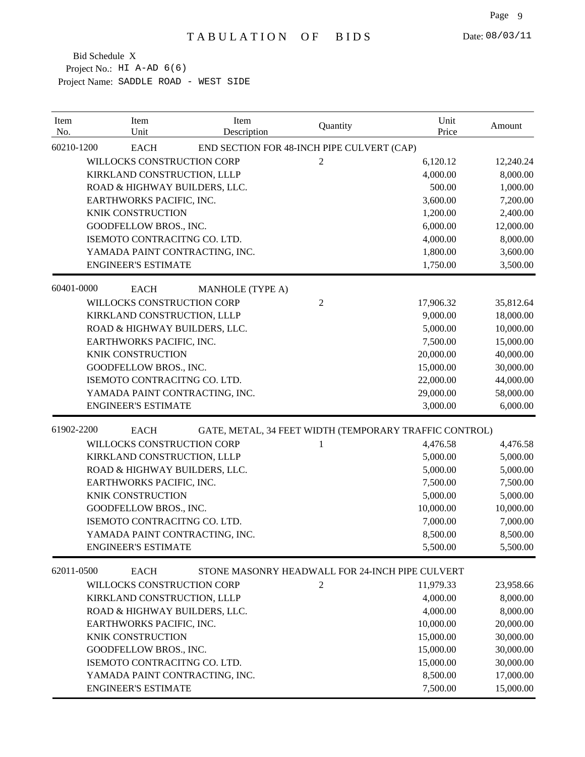# TABULATION OF BIDS

Date: 08/03/11

Bid Schedule X
Project No.: HI A-AD 6(6)
Project Name: SADDLE ROAD - WEST SIDE

| Item No. | Item Unit | Item Description | Quantity | Unit Price | Amount |
|---|---|---|---|---|---|
| 60210-1200 | EACH | END SECTION FOR 48-INCH PIPE CULVERT (CAP) | | | |
| | WILLOCKS CONSTRUCTION CORP | | 2 | 6,120.12 | 12,240.24 |
| | KIRKLAND CONSTRUCTION, LLLP | | | 4,000.00 | 8,000.00 |
| | ROAD & HIGHWAY BUILDERS, LLC. | | | 500.00 | 1,000.00 |
| | EARTHWORKS PACIFIC, INC. | | | 3,600.00 | 7,200.00 |
| | KNIK CONSTRUCTION | | | 1,200.00 | 2,400.00 |
| | GOODFELLOW BROS., INC. | | | 6,000.00 | 12,000.00 |
| | ISEMOTO CONTRACITNG CO. LTD. | | | 4,000.00 | 8,000.00 |
| | YAMADA PAINT CONTRACTING, INC. | | | 1,800.00 | 3,600.00 |
| | ENGINEER'S ESTIMATE | | | 1,750.00 | 3,500.00 |
| 60401-0000 | EACH | MANHOLE (TYPE A) | | | |
| | WILLOCKS CONSTRUCTION CORP | | 2 | 17,906.32 | 35,812.64 |
| | KIRKLAND CONSTRUCTION, LLLP | | | 9,000.00 | 18,000.00 |
| | ROAD & HIGHWAY BUILDERS, LLC. | | | 5,000.00 | 10,000.00 |
| | EARTHWORKS PACIFIC, INC. | | | 7,500.00 | 15,000.00 |
| | KNIK CONSTRUCTION | | | 20,000.00 | 40,000.00 |
| | GOODFELLOW BROS., INC. | | | 15,000.00 | 30,000.00 |
| | ISEMOTO CONTRACITNG CO. LTD. | | | 22,000.00 | 44,000.00 |
| | YAMADA PAINT CONTRACTING, INC. | | | 29,000.00 | 58,000.00 |
| | ENGINEER'S ESTIMATE | | | 3,000.00 | 6,000.00 |
| 61902-2200 | EACH | GATE, METAL, 34 FEET WIDTH (TEMPORARY TRAFFIC CONTROL) | | | |
| | WILLOCKS CONSTRUCTION CORP | | 1 | 4,476.58 | 4,476.58 |
| | KIRKLAND CONSTRUCTION, LLLP | | | 5,000.00 | 5,000.00 |
| | ROAD & HIGHWAY BUILDERS, LLC. | | | 5,000.00 | 5,000.00 |
| | EARTHWORKS PACIFIC, INC. | | | 7,500.00 | 7,500.00 |
| | KNIK CONSTRUCTION | | | 5,000.00 | 5,000.00 |
| | GOODFELLOW BROS., INC. | | | 10,000.00 | 10,000.00 |
| | ISEMOTO CONTRACITNG CO. LTD. | | | 7,000.00 | 7,000.00 |
| | YAMADA PAINT CONTRACTING, INC. | | | 8,500.00 | 8,500.00 |
| | ENGINEER'S ESTIMATE | | | 5,500.00 | 5,500.00 |
| 62011-0500 | EACH | STONE MASONRY HEADWALL FOR 24-INCH PIPE CULVERT | | | |
| | WILLOCKS CONSTRUCTION CORP | | 2 | 11,979.33 | 23,958.66 |
| | KIRKLAND CONSTRUCTION, LLLP | | | 4,000.00 | 8,000.00 |
| | ROAD & HIGHWAY BUILDERS, LLC. | | | 4,000.00 | 8,000.00 |
| | EARTHWORKS PACIFIC, INC. | | | 10,000.00 | 20,000.00 |
| | KNIK CONSTRUCTION | | | 15,000.00 | 30,000.00 |
| | GOODFELLOW BROS., INC. | | | 15,000.00 | 30,000.00 |
| | ISEMOTO CONTRACITNG CO. LTD. | | | 15,000.00 | 30,000.00 |
| | YAMADA PAINT CONTRACTING, INC. | | | 8,500.00 | 17,000.00 |
| | ENGINEER'S ESTIMATE | | | 7,500.00 | 15,000.00 |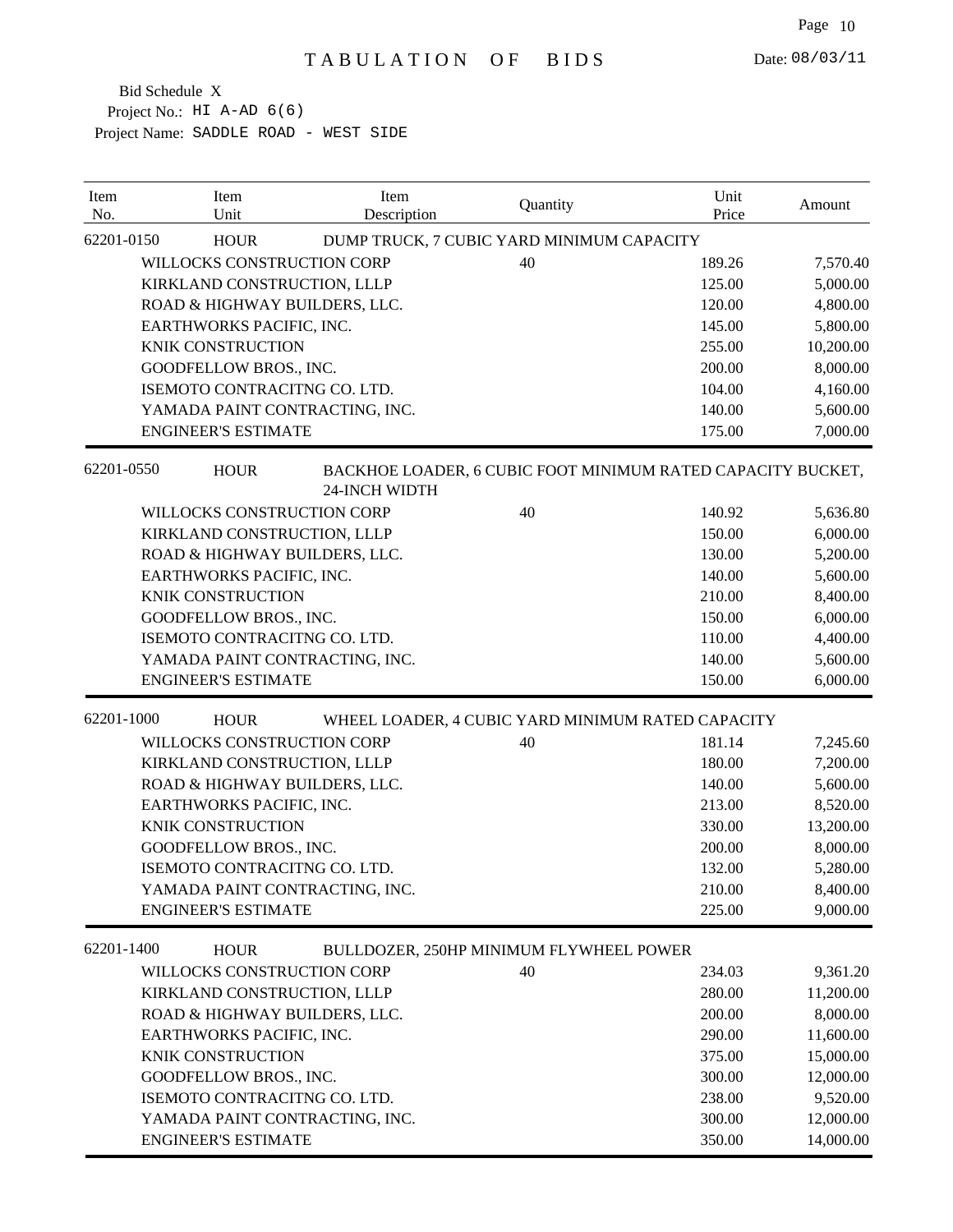# TABULATION OF BIDS

Date: 08/03/11

Bid Schedule X
Project No.: HI A-AD 6(6)
Project Name: SADDLE ROAD - WEST SIDE

| Item No. | Item Unit | Item Description | Quantity | Unit Price | Amount |
|---|---|---|---|---|---|
| 62201-0150 | HOUR | DUMP TRUCK, 7 CUBIC YARD MINIMUM CAPACITY | | | |
| | WILLOCKS CONSTRUCTION CORP | | 40 | 189.26 | 7,570.40 |
| | KIRKLAND CONSTRUCTION, LLLP | | | 125.00 | 5,000.00 |
| | ROAD & HIGHWAY BUILDERS, LLC. | | | 120.00 | 4,800.00 |
| | EARTHWORKS PACIFIC, INC. | | | 145.00 | 5,800.00 |
| | KNIK CONSTRUCTION | | | 255.00 | 10,200.00 |
| | GOODFELLOW BROS., INC. | | | 200.00 | 8,000.00 |
| | ISEMOTO CONTRACITNG CO. LTD. | | | 104.00 | 4,160.00 |
| | YAMADA PAINT CONTRACTING, INC. | | | 140.00 | 5,600.00 |
| | ENGINEER'S ESTIMATE | | | 175.00 | 7,000.00 |
| 62201-0550 | HOUR | BACKHOE LOADER, 6 CUBIC FOOT MINIMUM RATED CAPACITY BUCKET, 24-INCH WIDTH | | | |
| | WILLOCKS CONSTRUCTION CORP | | 40 | 140.92 | 5,636.80 |
| | KIRKLAND CONSTRUCTION, LLLP | | | 150.00 | 6,000.00 |
| | ROAD & HIGHWAY BUILDERS, LLC. | | | 130.00 | 5,200.00 |
| | EARTHWORKS PACIFIC, INC. | | | 140.00 | 5,600.00 |
| | KNIK CONSTRUCTION | | | 210.00 | 8,400.00 |
| | GOODFELLOW BROS., INC. | | | 150.00 | 6,000.00 |
| | ISEMOTO CONTRACITNG CO. LTD. | | | 110.00 | 4,400.00 |
| | YAMADA PAINT CONTRACTING, INC. | | | 140.00 | 5,600.00 |
| | ENGINEER'S ESTIMATE | | | 150.00 | 6,000.00 |
| 62201-1000 | HOUR | WHEEL LOADER, 4 CUBIC YARD MINIMUM RATED CAPACITY | | | |
| | WILLOCKS CONSTRUCTION CORP | | 40 | 181.14 | 7,245.60 |
| | KIRKLAND CONSTRUCTION, LLLP | | | 180.00 | 7,200.00 |
| | ROAD & HIGHWAY BUILDERS, LLC. | | | 140.00 | 5,600.00 |
| | EARTHWORKS PACIFIC, INC. | | | 213.00 | 8,520.00 |
| | KNIK CONSTRUCTION | | | 330.00 | 13,200.00 |
| | GOODFELLOW BROS., INC. | | | 200.00 | 8,000.00 |
| | ISEMOTO CONTRACITNG CO. LTD. | | | 132.00 | 5,280.00 |
| | YAMADA PAINT CONTRACTING, INC. | | | 210.00 | 8,400.00 |
| | ENGINEER'S ESTIMATE | | | 225.00 | 9,000.00 |
| 62201-1400 | HOUR | BULLDOZER, 250HP MINIMUM FLYWHEEL POWER | | | |
| | WILLOCKS CONSTRUCTION CORP | | 40 | 234.03 | 9,361.20 |
| | KIRKLAND CONSTRUCTION, LLLP | | | 280.00 | 11,200.00 |
| | ROAD & HIGHWAY BUILDERS, LLC. | | | 200.00 | 8,000.00 |
| | EARTHWORKS PACIFIC, INC. | | | 290.00 | 11,600.00 |
| | KNIK CONSTRUCTION | | | 375.00 | 15,000.00 |
| | GOODFELLOW BROS., INC. | | | 300.00 | 12,000.00 |
| | ISEMOTO CONTRACITNG CO. LTD. | | | 238.00 | 9,520.00 |
| | YAMADA PAINT CONTRACTING, INC. | | | 300.00 | 12,000.00 |
| | ENGINEER'S ESTIMATE | | | 350.00 | 14,000.00 |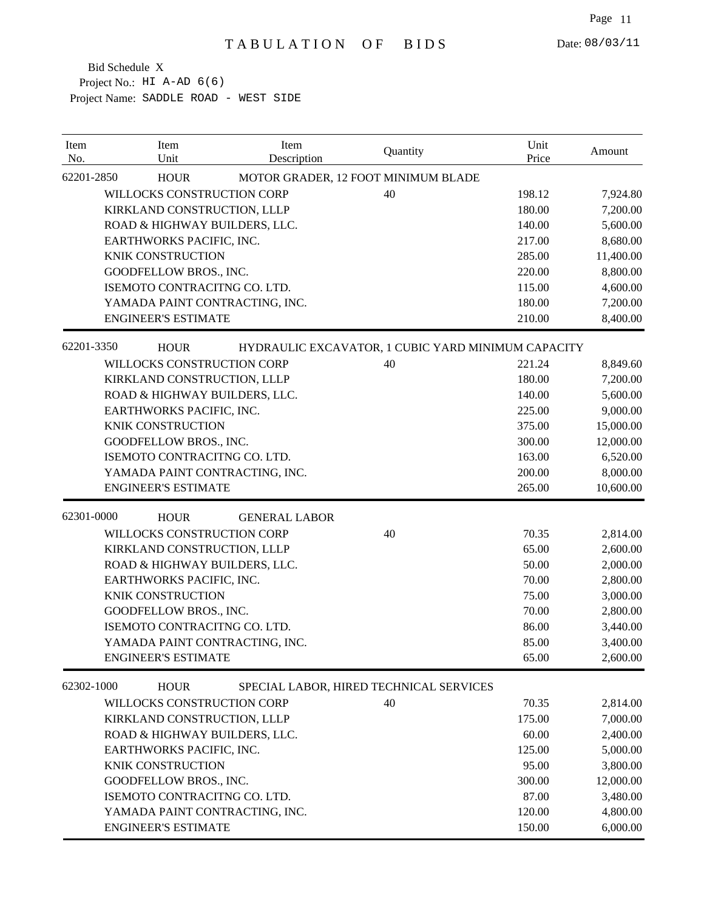# TABULATION OF BIDS

Date: 08/03/11

Bid Schedule X
Project No.: HI A-AD 6(6)
Project Name: SADDLE ROAD - WEST SIDE

| Item No. | Item Unit | Item Description | Quantity | Unit Price | Amount |
|---|---|---|---|---|---|
| 62201-2850 | HOUR | MOTOR GRADER, 12 FOOT MINIMUM BLADE | | | |
| | WILLOCKS CONSTRUCTION CORP | | 40 | 198.12 | 7,924.80 |
| | KIRKLAND CONSTRUCTION, LLLP | | | 180.00 | 7,200.00 |
| | ROAD & HIGHWAY BUILDERS, LLC. | | | 140.00 | 5,600.00 |
| | EARTHWORKS PACIFIC, INC. | | | 217.00 | 8,680.00 |
| | KNIK CONSTRUCTION | | | 285.00 | 11,400.00 |
| | GOODFELLOW BROS., INC. | | | 220.00 | 8,800.00 |
| | ISEMOTO CONTRACITNG CO. LTD. | | | 115.00 | 4,600.00 |
| | YAMADA PAINT CONTRACTING, INC. | | | 180.00 | 7,200.00 |
| | ENGINEER'S ESTIMATE | | | 210.00 | 8,400.00 |
| 62201-3350 | HOUR | HYDRAULIC EXCAVATOR, 1 CUBIC YARD MINIMUM CAPACITY | | | |
| | WILLOCKS CONSTRUCTION CORP | | 40 | 221.24 | 8,849.60 |
| | KIRKLAND CONSTRUCTION, LLLP | | | 180.00 | 7,200.00 |
| | ROAD & HIGHWAY BUILDERS, LLC. | | | 140.00 | 5,600.00 |
| | EARTHWORKS PACIFIC, INC. | | | 225.00 | 9,000.00 |
| | KNIK CONSTRUCTION | | | 375.00 | 15,000.00 |
| | GOODFELLOW BROS., INC. | | | 300.00 | 12,000.00 |
| | ISEMOTO CONTRACITNG CO. LTD. | | | 163.00 | 6,520.00 |
| | YAMADA PAINT CONTRACTING, INC. | | | 200.00 | 8,000.00 |
| | ENGINEER'S ESTIMATE | | | 265.00 | 10,600.00 |
| 62301-0000 | HOUR | GENERAL LABOR | | | |
| | WILLOCKS CONSTRUCTION CORP | | 40 | 70.35 | 2,814.00 |
| | KIRKLAND CONSTRUCTION, LLLP | | | 65.00 | 2,600.00 |
| | ROAD & HIGHWAY BUILDERS, LLC. | | | 50.00 | 2,000.00 |
| | EARTHWORKS PACIFIC, INC. | | | 70.00 | 2,800.00 |
| | KNIK CONSTRUCTION | | | 75.00 | 3,000.00 |
| | GOODFELLOW BROS., INC. | | | 70.00 | 2,800.00 |
| | ISEMOTO CONTRACITNG CO. LTD. | | | 86.00 | 3,440.00 |
| | YAMADA PAINT CONTRACTING, INC. | | | 85.00 | 3,400.00 |
| | ENGINEER'S ESTIMATE | | | 65.00 | 2,600.00 |
| 62302-1000 | HOUR | SPECIAL LABOR, HIRED TECHNICAL SERVICES | | | |
| | WILLOCKS CONSTRUCTION CORP | | 40 | 70.35 | 2,814.00 |
| | KIRKLAND CONSTRUCTION, LLLP | | | 175.00 | 7,000.00 |
| | ROAD & HIGHWAY BUILDERS, LLC. | | | 60.00 | 2,400.00 |
| | EARTHWORKS PACIFIC, INC. | | | 125.00 | 5,000.00 |
| | KNIK CONSTRUCTION | | | 95.00 | 3,800.00 |
| | GOODFELLOW BROS., INC. | | | 300.00 | 12,000.00 |
| | ISEMOTO CONTRACITNG CO. LTD. | | | 87.00 | 3,480.00 |
| | YAMADA PAINT CONTRACTING, INC. | | | 120.00 | 4,800.00 |
| | ENGINEER'S ESTIMATE | | | 150.00 | 6,000.00 |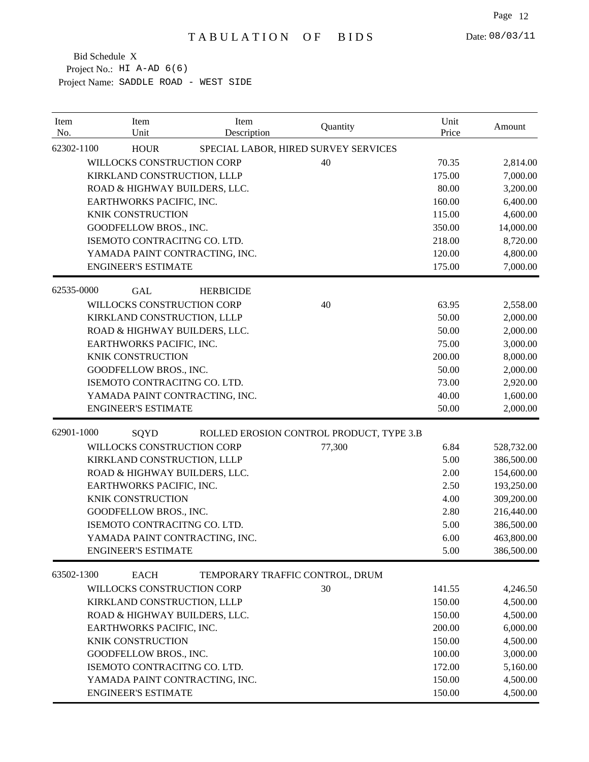# TABULATION OF BIDS

Date: 08/03/11

Bid Schedule X
Project No.: HI A-AD 6(6)
Project Name: SADDLE ROAD - WEST SIDE

| Item No. | Item Unit | Item Description | Quantity | Unit Price | Amount |
|---|---|---|---|---|---|
| 62302-1100 | HOUR | SPECIAL LABOR, HIRED SURVEY SERVICES | | | |
| | WILLOCKS CONSTRUCTION CORP | | 40 | 70.35 | 2,814.00 |
| | KIRKLAND CONSTRUCTION, LLLP | | | 175.00 | 7,000.00 |
| | ROAD & HIGHWAY BUILDERS, LLC. | | | 80.00 | 3,200.00 |
| | EARTHWORKS PACIFIC, INC. | | | 160.00 | 6,400.00 |
| | KNIK CONSTRUCTION | | | 115.00 | 4,600.00 |
| | GOODFELLOW BROS., INC. | | | 350.00 | 14,000.00 |
| | ISEMOTO CONTRACITNG CO. LTD. | | | 218.00 | 8,720.00 |
| | YAMADA PAINT CONTRACTING, INC. | | | 120.00 | 4,800.00 |
| | ENGINEER'S ESTIMATE | | | 175.00 | 7,000.00 |
| 62535-0000 | GAL | HERBICIDE | | | |
| | WILLOCKS CONSTRUCTION CORP | | 40 | 63.95 | 2,558.00 |
| | KIRKLAND CONSTRUCTION, LLLP | | | 50.00 | 2,000.00 |
| | ROAD & HIGHWAY BUILDERS, LLC. | | | 50.00 | 2,000.00 |
| | EARTHWORKS PACIFIC, INC. | | | 75.00 | 3,000.00 |
| | KNIK CONSTRUCTION | | | 200.00 | 8,000.00 |
| | GOODFELLOW BROS., INC. | | | 50.00 | 2,000.00 |
| | ISEMOTO CONTRACITNG CO. LTD. | | | 73.00 | 2,920.00 |
| | YAMADA PAINT CONTRACTING, INC. | | | 40.00 | 1,600.00 |
| | ENGINEER'S ESTIMATE | | | 50.00 | 2,000.00 |
| 62901-1000 | SQYD | ROLLED EROSION CONTROL PRODUCT, TYPE 3.B | | | |
| | WILLOCKS CONSTRUCTION CORP | | 77,300 | 6.84 | 528,732.00 |
| | KIRKLAND CONSTRUCTION, LLLP | | | 5.00 | 386,500.00 |
| | ROAD & HIGHWAY BUILDERS, LLC. | | | 2.00 | 154,600.00 |
| | EARTHWORKS PACIFIC, INC. | | | 2.50 | 193,250.00 |
| | KNIK CONSTRUCTION | | | 4.00 | 309,200.00 |
| | GOODFELLOW BROS., INC. | | | 2.80 | 216,440.00 |
| | ISEMOTO CONTRACITNG CO. LTD. | | | 5.00 | 386,500.00 |
| | YAMADA PAINT CONTRACTING, INC. | | | 6.00 | 463,800.00 |
| | ENGINEER'S ESTIMATE | | | 5.00 | 386,500.00 |
| 63502-1300 | EACH | TEMPORARY TRAFFIC CONTROL, DRUM | | | |
| | WILLOCKS CONSTRUCTION CORP | | 30 | 141.55 | 4,246.50 |
| | KIRKLAND CONSTRUCTION, LLLP | | | 150.00 | 4,500.00 |
| | ROAD & HIGHWAY BUILDERS, LLC. | | | 150.00 | 4,500.00 |
| | EARTHWORKS PACIFIC, INC. | | | 200.00 | 6,000.00 |
| | KNIK CONSTRUCTION | | | 150.00 | 4,500.00 |
| | GOODFELLOW BROS., INC. | | | 100.00 | 3,000.00 |
| | ISEMOTO CONTRACITNG CO. LTD. | | | 172.00 | 5,160.00 |
| | YAMADA PAINT CONTRACTING, INC. | | | 150.00 | 4,500.00 |
| | ENGINEER'S ESTIMATE | | | 150.00 | 4,500.00 |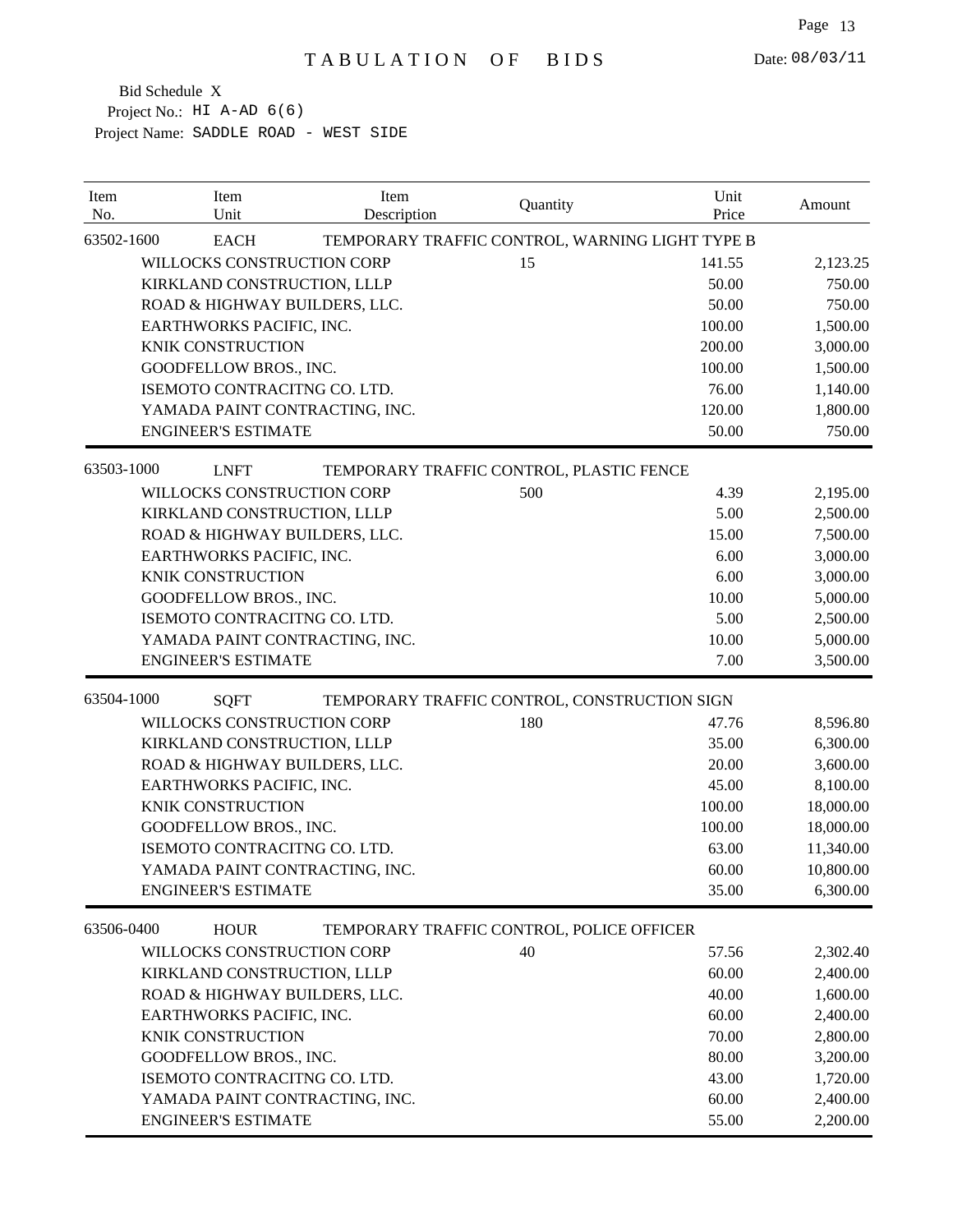# TABULATION OF BIDS

Date: 08/03/11

Bid Schedule X
Project No.: HI A-AD 6(6)
Project Name: SADDLE ROAD - WEST SIDE

| Item No. | Item Unit | Item Description | Quantity | Unit Price | Amount |
|---|---|---|---|---|---|
| 63502-1600 | EACH | TEMPORARY TRAFFIC CONTROL, WARNING LIGHT TYPE B | | | |
| | WILLOCKS CONSTRUCTION CORP | | 15 | 141.55 | 2,123.25 |
| | KIRKLAND CONSTRUCTION, LLLP | | | 50.00 | 750.00 |
| | ROAD & HIGHWAY BUILDERS, LLC. | | | 50.00 | 750.00 |
| | EARTHWORKS PACIFIC, INC. | | | 100.00 | 1,500.00 |
| | KNIK CONSTRUCTION | | | 200.00 | 3,000.00 |
| | GOODFELLOW BROS., INC. | | | 100.00 | 1,500.00 |
| | ISEMOTO CONTRACITNG CO. LTD. | | | 76.00 | 1,140.00 |
| | YAMADA PAINT CONTRACTING, INC. | | | 120.00 | 1,800.00 |
| | ENGINEER'S ESTIMATE | | | 50.00 | 750.00 |
| 63503-1000 | LNFT | TEMPORARY TRAFFIC CONTROL, PLASTIC FENCE | | | |
| | WILLOCKS CONSTRUCTION CORP | | 500 | 4.39 | 2,195.00 |
| | KIRKLAND CONSTRUCTION, LLLP | | | 5.00 | 2,500.00 |
| | ROAD & HIGHWAY BUILDERS, LLC. | | | 15.00 | 7,500.00 |
| | EARTHWORKS PACIFIC, INC. | | | 6.00 | 3,000.00 |
| | KNIK CONSTRUCTION | | | 6.00 | 3,000.00 |
| | GOODFELLOW BROS., INC. | | | 10.00 | 5,000.00 |
| | ISEMOTO CONTRACITNG CO. LTD. | | | 5.00 | 2,500.00 |
| | YAMADA PAINT CONTRACTING, INC. | | | 10.00 | 5,000.00 |
| | ENGINEER'S ESTIMATE | | | 7.00 | 3,500.00 |
| 63504-1000 | SQFT | TEMPORARY TRAFFIC CONTROL, CONSTRUCTION SIGN | | | |
| | WILLOCKS CONSTRUCTION CORP | | 180 | 47.76 | 8,596.80 |
| | KIRKLAND CONSTRUCTION, LLLP | | | 35.00 | 6,300.00 |
| | ROAD & HIGHWAY BUILDERS, LLC. | | | 20.00 | 3,600.00 |
| | EARTHWORKS PACIFIC, INC. | | | 45.00 | 8,100.00 |
| | KNIK CONSTRUCTION | | | 100.00 | 18,000.00 |
| | GOODFELLOW BROS., INC. | | | 100.00 | 18,000.00 |
| | ISEMOTO CONTRACITNG CO. LTD. | | | 63.00 | 11,340.00 |
| | YAMADA PAINT CONTRACTING, INC. | | | 60.00 | 10,800.00 |
| | ENGINEER'S ESTIMATE | | | 35.00 | 6,300.00 |
| 63506-0400 | HOUR | TEMPORARY TRAFFIC CONTROL, POLICE OFFICER | | | |
| | WILLOCKS CONSTRUCTION CORP | | 40 | 57.56 | 2,302.40 |
| | KIRKLAND CONSTRUCTION, LLLP | | | 60.00 | 2,400.00 |
| | ROAD & HIGHWAY BUILDERS, LLC. | | | 40.00 | 1,600.00 |
| | EARTHWORKS PACIFIC, INC. | | | 60.00 | 2,400.00 |
| | KNIK CONSTRUCTION | | | 70.00 | 2,800.00 |
| | GOODFELLOW BROS., INC. | | | 80.00 | 3,200.00 |
| | ISEMOTO CONTRACITNG CO. LTD. | | | 43.00 | 1,720.00 |
| | YAMADA PAINT CONTRACTING, INC. | | | 60.00 | 2,400.00 |
| | ENGINEER'S ESTIMATE | | | 55.00 | 2,200.00 |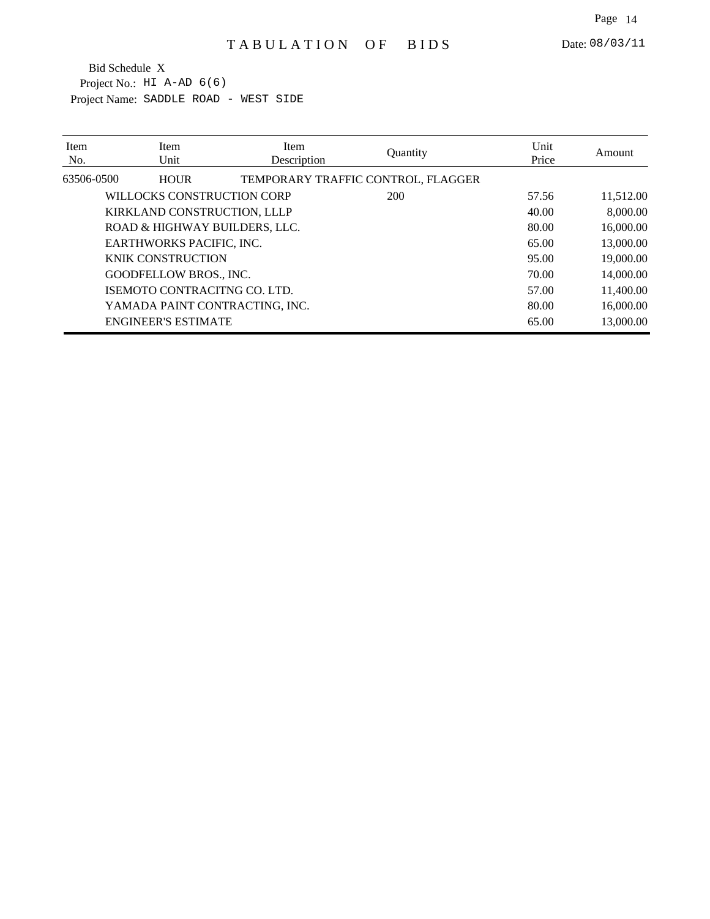# TABULATION OF BIDS

Date: 08/03/11

Bid Schedule X
Project No.: HI A-AD 6(6)
Project Name: SADDLE ROAD - WEST SIDE

| Item No. | Item Unit | Item Description | Quantity | Unit Price | Amount |
|---|---|---|---|---|---|
| 63506-0500 | HOUR | TEMPORARY TRAFFIC CONTROL, FLAGGER | | | |
| | WILLOCKS CONSTRUCTION CORP | | 200 | 57.56 | 11,512.00 |
| | KIRKLAND CONSTRUCTION, LLLP | | | 40.00 | 8,000.00 |
| | ROAD & HIGHWAY BUILDERS, LLC. | | | 80.00 | 16,000.00 |
| | EARTHWORKS PACIFIC, INC. | | | 65.00 | 13,000.00 |
| | KNIK CONSTRUCTION | | | 95.00 | 19,000.00 |
| | GOODFELLOW BROS., INC. | | | 70.00 | 14,000.00 |
| | ISEMOTO CONTRACITNG CO. LTD. | | | 57.00 | 11,400.00 |
| | YAMADA PAINT CONTRACTING, INC. | | | 80.00 | 16,000.00 |
| | ENGINEER'S ESTIMATE | | | 65.00 | 13,000.00 |